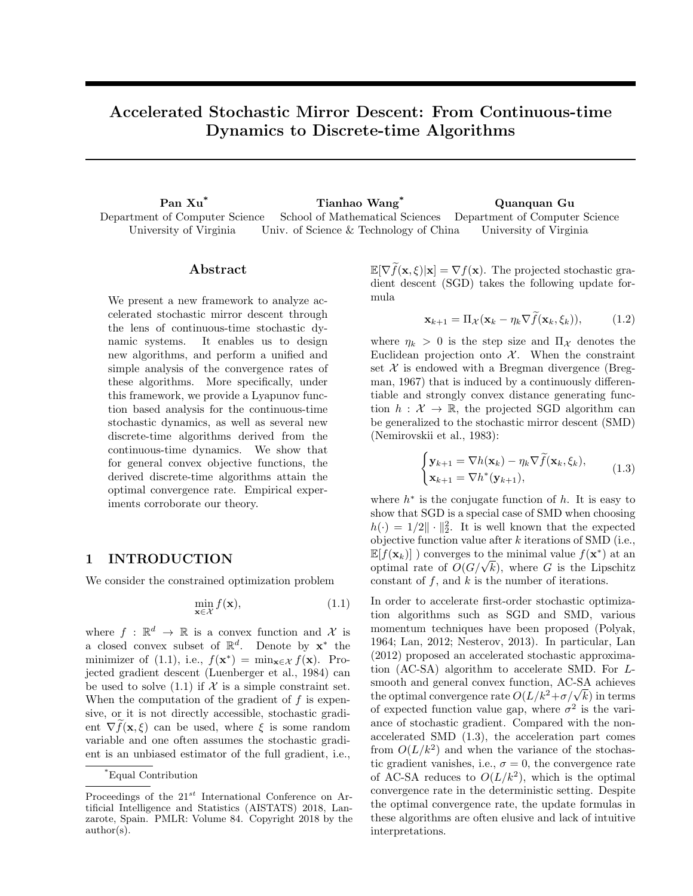# Accelerated Stochastic Mirror Descent: From Continuous-time Dynamics to Discrete-time Algorithms

**Pan Xu*** — Department of Computer Science, University of Virginia

**Tianhao Wang*** — School of Mathematical Sciences, Univ. of Science & Technology of China

**Quanquan Gu** — Department of Computer Science, University of Virginia

## Abstract

We present a new framework to analyze accelerated stochastic mirror descent through the lens of continuous-time stochastic dynamic systems. It enables us to design new algorithms, and perform a unified and simple analysis of the convergence rates of these algorithms. More specifically, under this framework, we provide a Lyapunov function based analysis for the continuous-time stochastic dynamics, as well as several new discrete-time algorithms derived from the continuous-time dynamics. We show that for general convex objective functions, the derived discrete-time algorithms attain the optimal convergence rate. Empirical experiments corroborate our theory.

## 1 INTRODUCTION

We consider the constrained optimization problem

$$\min_{\mathbf{x}\in\mathcal{X}} f(\mathbf{x}), \tag{1.1}$$

where $f : \mathbb{R}^d \to \mathbb{R}$ is a convex function and $\mathcal{X}$ is a closed convex subset of $\mathbb{R}^d$. Denote by $\mathbf{x}^*$ the minimizer of (1.1), i.e., $f(\mathbf{x}^*) = \min_{\mathbf{x}\in\mathcal{X}} f(\mathbf{x})$. Projected gradient descent (Luenberger et al., 1984) can be used to solve (1.1) if $\mathcal{X}$ is a simple constraint set. When the computation of the gradient of $f$ is expensive, or it is not directly accessible, stochastic gradient $\nabla\widetilde{f}(\mathbf{x},\xi)$ can be used, where $\xi$ is some random variable and one often assumes the stochastic gradient is an unbiased estimator of the full gradient, i.e., $\mathbb{E}[\nabla\widetilde{f}(\mathbf{x},\xi)|\mathbf{x}] = \nabla f(\mathbf{x})$. The projected stochastic gradient descent (SGD) takes the following update formula

$$\mathbf{x}_{k+1} = \Pi_{\mathcal{X}}(\mathbf{x}_k - \eta_k\nabla\widetilde{f}(\mathbf{x}_k,\xi_k)), \tag{1.2}$$

where $\eta_k > 0$ is the step size and $\Pi_{\mathcal{X}}$ denotes the Euclidean projection onto $\mathcal{X}$. When the constraint set $\mathcal{X}$ is endowed with a Bregman divergence (Bregman, 1967) that is induced by a continuously differentiable and strongly convex distance generating function $h : \mathcal{X} \to \mathbb{R}$, the projected SGD algorithm can be generalized to the stochastic mirror descent (SMD) (Nemirovskii et al., 1983):

$$\begin{cases}\mathbf{y}_{k+1} = \nabla h(\mathbf{x}_k) - \eta_k\nabla\widetilde{f}(\mathbf{x}_k,\xi_k),\\ \mathbf{x}_{k+1} = \nabla h^*(\mathbf{y}_{k+1}),\end{cases} \tag{1.3}$$

where $h^*$ is the conjugate function of $h$. It is easy to show that SGD is a special case of SMD when choosing $h(\cdot) = 1/2\|\cdot\|_2^2$. It is well known that the expected objective function value after $k$ iterations of SMD (i.e., $\mathbb{E}[f(\mathbf{x}_k)]$ ) converges to the minimal value $f(\mathbf{x}^*)$ at an optimal rate of $O(G/\sqrt{k})$, where $G$ is the Lipschitz constant of $f$, and $k$ is the number of iterations.

In order to accelerate first-order stochastic optimization algorithms such as SGD and SMD, various momentum techniques have been proposed (Polyak, 1964; Lan, 2012; Nesterov, 2013). In particular, Lan (2012) proposed an accelerated stochastic approximation (AC-SA) algorithm to accelerate SMD. For $L$-smooth and general convex function, AC-SA achieves the optimal convergence rate $O(L/k^2+\sigma/\sqrt{k})$ in terms of expected function value gap, where $\sigma^2$ is the variance of stochastic gradient. Compared with the non-accelerated SMD (1.3), the acceleration part comes from $O(L/k^2)$ and when the variance of the stochastic gradient vanishes, i.e., $\sigma = 0$, the convergence rate of AC-SA reduces to $O(L/k^2)$, which is the optimal convergence rate in the deterministic setting. Despite the optimal convergence rate, the update formulas in these algorithms are often elusive and lack of intuitive interpretations.

*Equal Contribution

Proceedings of the 21[st] International Conference on Artificial Intelligence and Statistics (AISTATS) 2018, Lanzarote, Spain. PMLR: Volume 84. Copyright 2018 by the author(s).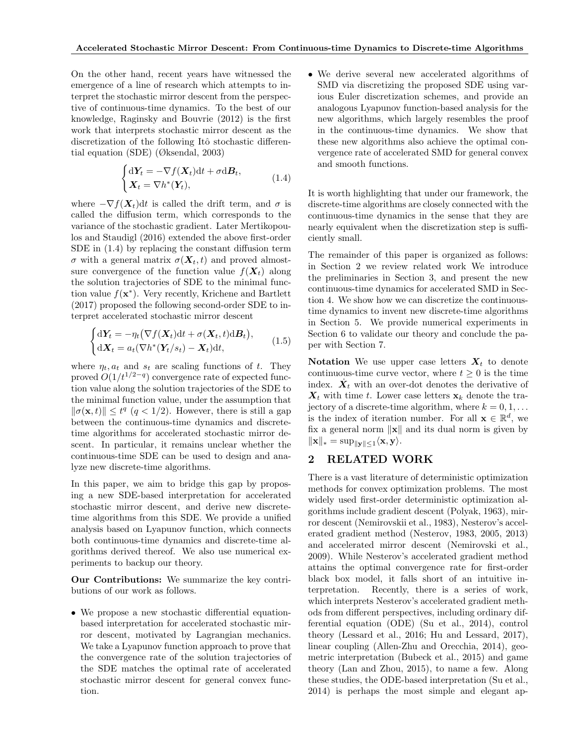On the other hand, recent years have witnessed the emergence of a line of research which attempts to interpret the stochastic mirror descent from the perspective of continuous-time dynamics. To the best of our knowledge, Raginsky and Bouvrie (2012) is the first work that interprets stochastic mirror descent as the discretization of the following Itô stochastic differential equation (SDE) (Øksendal, 2003)

$$\begin{cases} \mathrm{d}\boldsymbol{Y}_t = -\nabla f(\boldsymbol{X}_t)\mathrm{d}t + \sigma \mathrm{d}\boldsymbol{B}_t, \\ \boldsymbol{X}_t = \nabla h^*(\boldsymbol{Y}_t), \end{cases} \tag{1.4}$$

where $-\nabla f(\boldsymbol{X}_t)\mathrm{d}t$ is called the drift term, and $\sigma$ is called the diffusion term, which corresponds to the variance of the stochastic gradient. Later Mertikopoulos and Staudigl (2016) extended the above first-order SDE in (1.4) by replacing the constant diffusion term $\sigma$ with a general matrix $\sigma(\boldsymbol{X}_t, t)$ and proved almost-sure convergence of the function value $f(\boldsymbol{X}_t)$ along the solution trajectories of SDE to the minimal function value $f(\mathbf{x}^*)$. Very recently, Krichene and Bartlett (2017) proposed the following second-order SDE to interpret accelerated stochastic mirror descent

$$\begin{cases} \mathrm{d}\boldsymbol{Y}_t = -\eta_t\big(\nabla f(\boldsymbol{X}_t)\mathrm{d}t + \sigma(\boldsymbol{X}_t, t)\mathrm{d}\boldsymbol{B}_t\big), \\ \mathrm{d}\boldsymbol{X}_t = a_t(\nabla h^*(\boldsymbol{Y}_t/s_t) - \boldsymbol{X}_t)\mathrm{d}t, \end{cases} \tag{1.5}$$

where $\eta_t, a_t$ and $s_t$ are scaling functions of $t$. They proved $O(1/t^{1/2-q})$ convergence rate of expected function value along the solution trajectories of the SDE to the minimal function value, under the assumption that $\|\sigma(\mathbf{x}, t)\| \le t^q$ ($q < 1/2$). However, there is still a gap between the continuous-time dynamics and discrete-time algorithms for accelerated stochastic mirror descent. In particular, it remains unclear whether the continuous-time SDE can be used to design and analyze new discrete-time algorithms.

In this paper, we aim to bridge this gap by proposing a new SDE-based interpretation for accelerated stochastic mirror descent, and derive new discrete-time algorithms from this SDE. We provide a unified analysis based on Lyapunov function, which connects both continuous-time dynamics and discrete-time algorithms derived thereof. We also use numerical experiments to backup our theory.

**Our Contributions:** We summarize the key contributions of our work as follows.

- We propose a new stochastic differential equation-based interpretation for accelerated stochastic mirror descent, motivated by Lagrangian mechanics. We take a Lyapunov function approach to prove that the convergence rate of the solution trajectories of the SDE matches the optimal rate of accelerated stochastic mirror descent for general convex function.
- We derive several new accelerated algorithms of SMD via discretizing the proposed SDE using various Euler discretization schemes, and provide an analogous Lyapunov function-based analysis for the new algorithms, which largely resembles the proof in the continuous-time dynamics. We show that these new algorithms also achieve the optimal convergence rate of accelerated SMD for general convex and smooth functions.

It is worth highlighting that under our framework, the discrete-time algorithms are closely connected with the continuous-time dynamics in the sense that they are nearly equivalent when the discretization step is sufficiently small.

The remainder of this paper is organized as follows: in Section 2 we review related work We introduce the preliminaries in Section 3, and present the new continuous-time dynamics for accelerated SMD in Section 4. We show how we can discretize the continuous-time dynamics to invent new discrete-time algorithms in Section 5. We provide numerical experiments in Section 6 to validate our theory and conclude the paper with Section 7.

**Notation** We use upper case letters $\boldsymbol{X}_t$ to denote continuous-time curve vector, where $t \ge 0$ is the time index. $\dot{\boldsymbol{X}}_t$ with an over-dot denotes the derivative of $\boldsymbol{X}_t$ with time $t$. Lower case letters $\mathbf{x}_k$ denote the trajectory of a discrete-time algorithm, where $k = 0, 1, \ldots$ is the index of iteration number. For all $\mathbf{x} \in \mathbb{R}^d$, we fix a general norm $\|\mathbf{x}\|$ and its dual norm is given by $\|\mathbf{x}\|_* = \sup_{\|\mathbf{y}\|\le 1}\langle \mathbf{x}, \mathbf{y}\rangle$.

## 2 RELATED WORK

There is a vast literature of deterministic optimization methods for convex optimization problems. The most widely used first-order deterministic optimization algorithms include gradient descent (Polyak, 1963), mirror descent (Nemirovskii et al., 1983), Nesterov's accelerated gradient method (Nesterov, 1983, 2005, 2013) and accelerated mirror descent (Nemirovski et al., 2009). While Nesterov's accelerated gradient method attains the optimal convergence rate for first-order black box model, it falls short of an intuitive interpretation. Recently, there is a series of work, which interprets Nesterov's accelerated gradient methods from different perspectives, including ordinary differential equation (ODE) (Su et al., 2014), control theory (Lessard et al., 2016; Hu and Lessard, 2017), linear coupling (Allen-Zhu and Orecchia, 2014), geometric interpretation (Bubeck et al., 2015) and game theory (Lan and Zhou, 2015), to name a few. Along these studies, the ODE-based interpretation (Su et al., 2014) is perhaps the most simple and elegant ap-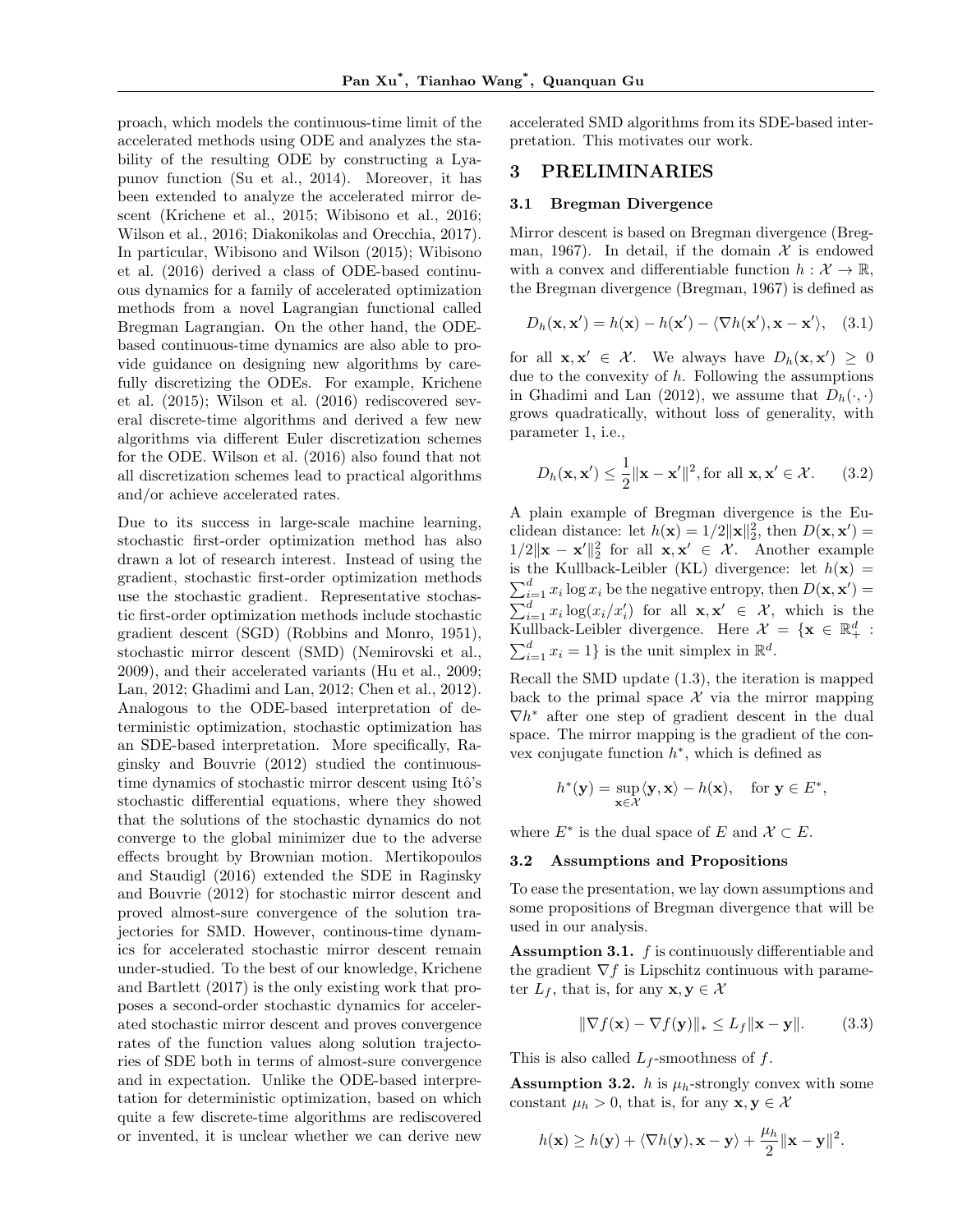proach, which models the continuous-time limit of the accelerated methods using ODE and analyzes the stability of the resulting ODE by constructing a Lyapunov function (Su et al., 2014). Moreover, it has been extended to analyze the accelerated mirror descent (Krichene et al., 2015; Wibisono et al., 2016; Wilson et al., 2016; Diakonikolas and Orecchia, 2017). In particular, Wibisono and Wilson (2015); Wibisono et al. (2016) derived a class of ODE-based continuous dynamics for a family of accelerated optimization methods from a novel Lagrangian functional called Bregman Lagrangian. On the other hand, the ODE-based continuous-time dynamics are also able to provide guidance on designing new algorithms by carefully discretizing the ODEs. For example, Krichene et al. (2015); Wilson et al. (2016) rediscovered several discrete-time algorithms and derived a few new algorithms via different Euler discretization schemes for the ODE. Wilson et al. (2016) also found that not all discretization schemes lead to practical algorithms and/or achieve accelerated rates.

Due to its success in large-scale machine learning, stochastic first-order optimization method has also drawn a lot of research interest. Instead of using the gradient, stochastic first-order optimization methods use the stochastic gradient. Representative stochastic first-order optimization methods include stochastic gradient descent (SGD) (Robbins and Monro, 1951), stochastic mirror descent (SMD) (Nemirovski et al., 2009), and their accelerated variants (Hu et al., 2009; Lan, 2012; Ghadimi and Lan, 2012; Chen et al., 2012). Analogous to the ODE-based interpretation of deterministic optimization, stochastic optimization has an SDE-based interpretation. More specifically, Raginsky and Bouvrie (2012) studied the continuous-time dynamics of stochastic mirror descent using Itô's stochastic differential equations, where they showed that the solutions of the stochastic dynamics do not converge to the global minimizer due to the adverse effects brought by Brownian motion. Mertikopoulos and Staudigl (2016) extended the SDE in Raginsky and Bouvrie (2012) for stochastic mirror descent and proved almost-sure convergence of the solution trajectories for SMD. However, continous-time dynamics for accelerated stochastic mirror descent remain under-studied. To the best of our knowledge, Krichene and Bartlett (2017) is the only existing work that proposes a second-order stochastic dynamics for accelerated stochastic mirror descent and proves convergence rates of the function values along solution trajectories of SDE both in terms of almost-sure convergence and in expectation. Unlike the ODE-based interpretation for deterministic optimization, based on which quite a few discrete-time algorithms are rediscovered or invented, it is unclear whether we can derive new accelerated SMD algorithms from its SDE-based interpretation. This motivates our work.

## 3 PRELIMINARIES

### 3.1 Bregman Divergence

Mirror descent is based on Bregman divergence (Bregman, 1967). In detail, if the domain $\mathcal{X}$ is endowed with a convex and differentiable function $h : \mathcal{X} \to \mathbb{R}$, the Bregman divergence (Bregman, 1967) is defined as

$$D_h(\mathbf{x}, \mathbf{x}') = h(\mathbf{x}) - h(\mathbf{x}') - \langle \nabla h(\mathbf{x}'), \mathbf{x} - \mathbf{x}' \rangle, \quad (3.1)$$

for all $\mathbf{x}, \mathbf{x}' \in \mathcal{X}$. We always have $D_h(\mathbf{x}, \mathbf{x}') \geq 0$ due to the convexity of $h$. Following the assumptions in Ghadimi and Lan (2012), we assume that $D_h(\cdot, \cdot)$ grows quadratically, without loss of generality, with parameter 1, i.e.,

$$D_h(\mathbf{x}, \mathbf{x}') \leq \frac{1}{2}\|\mathbf{x} - \mathbf{x}'\|^2, \text{for all } \mathbf{x}, \mathbf{x}' \in \mathcal{X}. \quad (3.2)$$

A plain example of Bregman divergence is the Euclidean distance: let $h(\mathbf{x}) = 1/2\|\mathbf{x}\|_2^2$, then $D(\mathbf{x}, \mathbf{x}') = 1/2\|\mathbf{x} - \mathbf{x}'\|_2^2$ for all $\mathbf{x}, \mathbf{x}' \in \mathcal{X}$. Another example is the Kullback-Leibler (KL) divergence: let $h(\mathbf{x}) = \sum_{i=1}^d x_i \log x_i$ be the negative entropy, then $D(\mathbf{x}, \mathbf{x}') = \sum_{i=1}^d x_i \log(x_i/x_i')$ for all $\mathbf{x}, \mathbf{x}' \in \mathcal{X}$, which is the Kullback-Leibler divergence. Here $\mathcal{X} = \{\mathbf{x} \in \mathbb{R}_+^d : \sum_{i=1}^d x_i = 1\}$ is the unit simplex in $\mathbb{R}^d$.

Recall the SMD update (1.3), the iteration is mapped back to the primal space $\mathcal{X}$ via the mirror mapping $\nabla h^*$ after one step of gradient descent in the dual space. The mirror mapping is the gradient of the convex conjugate function $h^*$, which is defined as

$$h^*(\mathbf{y}) = \sup_{\mathbf{x} \in \mathcal{X}} \langle \mathbf{y}, \mathbf{x} \rangle - h(\mathbf{x}), \quad \text{for } \mathbf{y} \in E^*,$$

where $E^*$ is the dual space of $E$ and $\mathcal{X} \subset E$.

### 3.2 Assumptions and Propositions

To ease the presentation, we lay down assumptions and some propositions of Bregman divergence that will be used in our analysis.

**Assumption 3.1.** $f$ is continuously differentiable and the gradient $\nabla f$ is Lipschitz continuous with parameter $L_f$, that is, for any $\mathbf{x}, \mathbf{y} \in \mathcal{X}$

$$\|\nabla f(\mathbf{x}) - \nabla f(\mathbf{y})\|_* \leq L_f \|\mathbf{x} - \mathbf{y}\|. \quad (3.3)$$

This is also called $L_f$-smoothness of $f$.

**Assumption 3.2.** $h$ is $\mu_h$-strongly convex with some constant $\mu_h > 0$, that is, for any $\mathbf{x}, \mathbf{y} \in \mathcal{X}$

$$h(\mathbf{x}) \geq h(\mathbf{y}) + \langle \nabla h(\mathbf{y}), \mathbf{x} - \mathbf{y} \rangle + \frac{\mu_h}{2}\|\mathbf{x} - \mathbf{y}\|^2.$$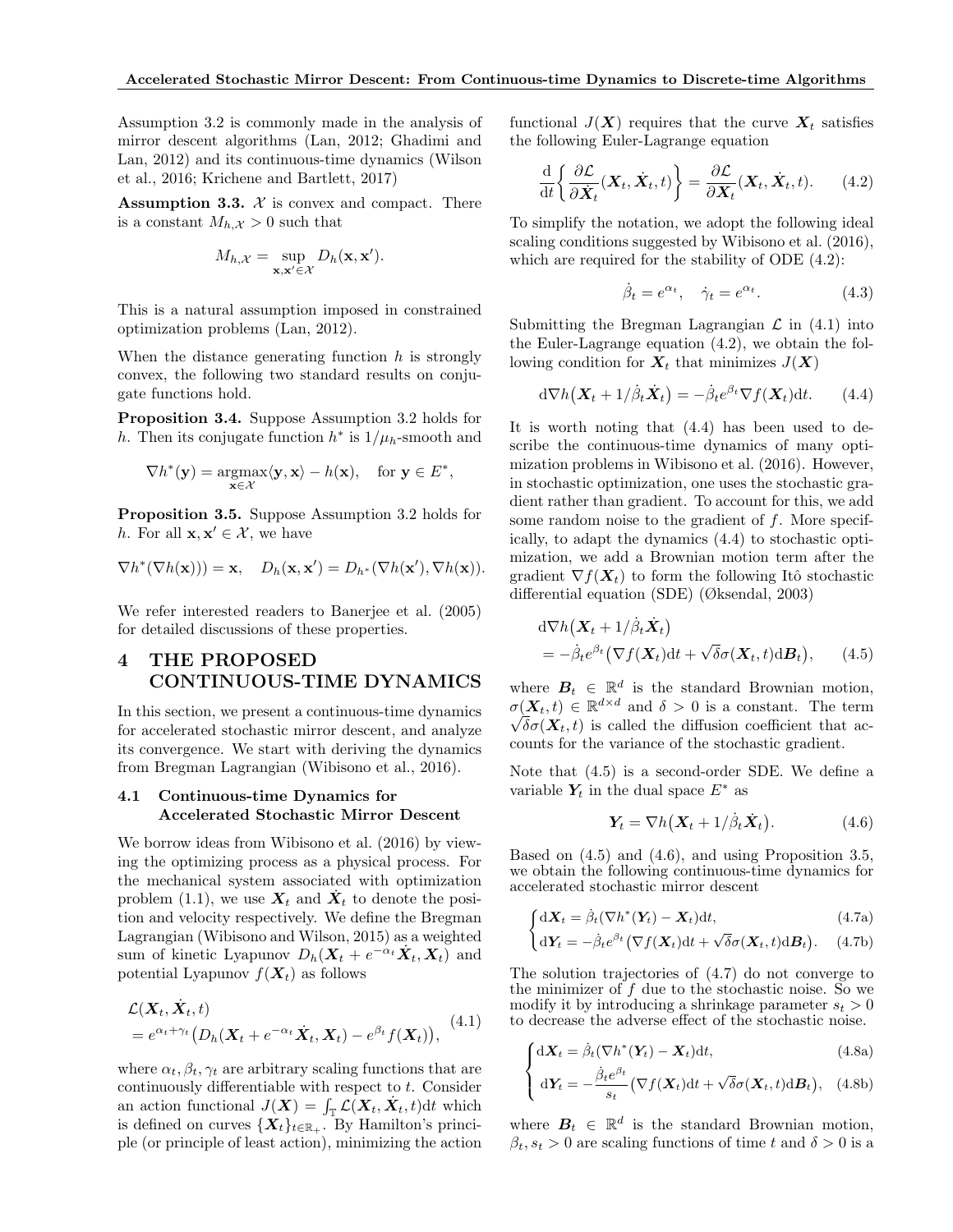Assumption 3.2 is commonly made in the analysis of mirror descent algorithms (Lan, 2012; Ghadimi and Lan, 2012) and its continuous-time dynamics (Wilson et al., 2016; Krichene and Bartlett, 2017)

**Assumption 3.3.** $\mathcal{X}$ is convex and compact. There is a constant $M_{h,\mathcal{X}} > 0$ such that

$$M_{h,\mathcal{X}} = \sup_{\mathbf{x},\mathbf{x}' \in \mathcal{X}} D_h(\mathbf{x}, \mathbf{x}').$$

This is a natural assumption imposed in constrained optimization problems (Lan, 2012).

When the distance generating function $h$ is strongly convex, the following two standard results on conjugate functions hold.

**Proposition 3.4.** Suppose Assumption 3.2 holds for $h$. Then its conjugate function $h^*$ is $1/\mu_h$-smooth and

$$\nabla h^*(\mathbf{y}) = \operatorname*{argmax}_{\mathbf{x} \in \mathcal{X}} \langle \mathbf{y}, \mathbf{x} \rangle - h(\mathbf{x}), \quad \text{for } \mathbf{y} \in E^*,$$

**Proposition 3.5.** Suppose Assumption 3.2 holds for $h$. For all $\mathbf{x}, \mathbf{x}' \in \mathcal{X}$, we have

$$\nabla h^*(\nabla h(\mathbf{x}))) = \mathbf{x}, \quad D_h(\mathbf{x}, \mathbf{x}') = D_{h^*}(\nabla h(\mathbf{x}'), \nabla h(\mathbf{x})).$$

We refer interested readers to Banerjee et al. (2005) for detailed discussions of these properties.

# 4 THE PROPOSED CONTINUOUS-TIME DYNAMICS

In this section, we present a continuous-time dynamics for accelerated stochastic mirror descent, and analyze its convergence. We start with deriving the dynamics from Bregman Lagrangian (Wibisono et al., 2016).

## 4.1 Continuous-time Dynamics for Accelerated Stochastic Mirror Descent

We borrow ideas from Wibisono et al. (2016) by viewing the optimizing process as a physical process. For the mechanical system associated with optimization problem (1.1), we use $\boldsymbol{X}_t$ and $\dot{\boldsymbol{X}}_t$ to denote the position and velocity respectively. We define the Bregman Lagrangian (Wibisono and Wilson, 2015) as a weighted sum of kinetic Lyapunov $D_h(\boldsymbol{X}_t + e^{-\alpha_t}\dot{\boldsymbol{X}}_t, \boldsymbol{X}_t)$ and potential Lyapunov $f(\boldsymbol{X}_t)$ as follows

$$\begin{aligned}
&\mathcal{L}(\boldsymbol{X}_t, \dot{\boldsymbol{X}}_t, t) \\
&= e^{\alpha_t + \gamma_t}\big(D_h(\boldsymbol{X}_t + e^{-\alpha_t}\dot{\boldsymbol{X}}_t, \boldsymbol{X}_t) - e^{\beta_t} f(\boldsymbol{X}_t)\big),
\end{aligned} \tag{4.1}$$

where $\alpha_t, \beta_t, \gamma_t$ are arbitrary scaling functions that are continuously differentiable with respect to $t$. Consider an action functional $J(\boldsymbol{X}) = \int_{\mathbb{T}} \mathcal{L}(\boldsymbol{X}_t, \dot{\boldsymbol{X}}_t, t)\mathrm{d}t$ which is defined on curves $\{\boldsymbol{X}_t\}_{t \in \mathbb{R}_+}$. By Hamilton's principle (or principle of least action), minimizing the action functional $J(\boldsymbol{X})$ requires that the curve $\boldsymbol{X}_t$ satisfies the following Euler-Lagrange equation

$$\frac{\mathrm{d}}{\mathrm{d}t}\bigg\{\frac{\partial \mathcal{L}}{\partial \dot{\boldsymbol{X}}_t}(\boldsymbol{X}_t, \dot{\boldsymbol{X}}_t, t)\bigg\} = \frac{\partial \mathcal{L}}{\partial \boldsymbol{X}_t}(\boldsymbol{X}_t, \dot{\boldsymbol{X}}_t, t). \tag{4.2}$$

To simplify the notation, we adopt the following ideal scaling conditions suggested by Wibisono et al. (2016), which are required for the stability of ODE (4.2):

$$\dot{\beta}_t = e^{\alpha_t}, \quad \dot{\gamma}_t = e^{\alpha_t}. \tag{4.3}$$

Submitting the Bregman Lagrangian $\mathcal{L}$ in (4.1) into the Euler-Lagrange equation (4.2), we obtain the following condition for $\boldsymbol{X}_t$ that minimizes $J(\boldsymbol{X})$

$$\mathrm{d}\nabla h\big(\boldsymbol{X}_t + 1/\dot{\beta}_t\dot{\boldsymbol{X}}_t\big) = -\dot{\beta}_t e^{\beta_t}\nabla f(\boldsymbol{X}_t)\mathrm{d}t. \tag{4.4}$$

It is worth noting that (4.4) has been used to describe the continuous-time dynamics of many optimization problems in Wibisono et al. (2016). However, in stochastic optimization, one uses the stochastic gradient rather than gradient. To account for this, we add some random noise to the gradient of $f$. More specifically, to adapt the dynamics (4.4) to stochastic optimization, we add a Brownian motion term after the gradient $\nabla f(\boldsymbol{X}_t)$ to form the following Itô stochastic differential equation (SDE) (Øksendal, 2003)

$$\begin{aligned}
&\mathrm{d}\nabla h\big(\boldsymbol{X}_t + 1/\dot{\beta}_t\dot{\boldsymbol{X}}_t\big) \\
&\quad = -\dot{\beta}_t e^{\beta_t}\big(\nabla f(\boldsymbol{X}_t)\mathrm{d}t + \sqrt{\delta}\sigma(\boldsymbol{X}_t, t)\mathrm{d}\boldsymbol{B}_t\big),
\end{aligned} \tag{4.5}$$

where $\boldsymbol{B}_t \in \mathbb{R}^d$ is the standard Brownian motion, $\sigma(\boldsymbol{X}_t, t) \in \mathbb{R}^{d\times d}$ and $\delta > 0$ is a constant. The term $\sqrt{\delta}\sigma(\boldsymbol{X}_t, t)$ is called the diffusion coefficient that accounts for the variance of the stochastic gradient.

Note that (4.5) is a second-order SDE. We define a variable $\boldsymbol{Y}_t$ in the dual space $E^*$ as

$$\boldsymbol{Y}_t = \nabla h\big(\boldsymbol{X}_t + 1/\dot{\beta}_t\dot{\boldsymbol{X}}_t\big). \tag{4.6}$$

Based on (4.5) and (4.6), and using Proposition 3.5, we obtain the following continuous-time dynamics for accelerated stochastic mirror descent

$$\begin{cases}
\mathrm{d}\boldsymbol{X}_t = \dot{\beta}_t(\nabla h^*(\boldsymbol{Y}_t) - \boldsymbol{X}_t)\mathrm{d}t, & (4.7\text{a}) \\
\mathrm{d}\boldsymbol{Y}_t = -\dot{\beta}_t e^{\beta_t}\big(\nabla f(\boldsymbol{X}_t)\mathrm{d}t + \sqrt{\delta}\sigma(\boldsymbol{X}_t, t)\mathrm{d}\boldsymbol{B}_t\big). & (4.7\text{b})
\end{cases}$$

The solution trajectories of (4.7) do not converge to the minimizer of $f$ due to the stochastic noise. So we modify it by introducing a shrinkage parameter $s_t > 0$ to decrease the adverse effect of the stochastic noise.

$$\begin{cases}
\mathrm{d}\boldsymbol{X}_t = \dot{\beta}_t(\nabla h^*(\boldsymbol{Y}_t) - \boldsymbol{X}_t)\mathrm{d}t, & (4.8\text{a}) \\
\mathrm{d}\boldsymbol{Y}_t = -\dfrac{\dot{\beta}_t e^{\beta_t}}{s_t}\big(\nabla f(\boldsymbol{X}_t)\mathrm{d}t + \sqrt{\delta}\sigma(\boldsymbol{X}_t, t)\mathrm{d}\boldsymbol{B}_t\big), & (4.8\text{b})
\end{cases}$$

where $\boldsymbol{B}_t \in \mathbb{R}^d$ is the standard Brownian motion, $\beta_t, s_t > 0$ are scaling functions of time $t$ and $\delta > 0$ is a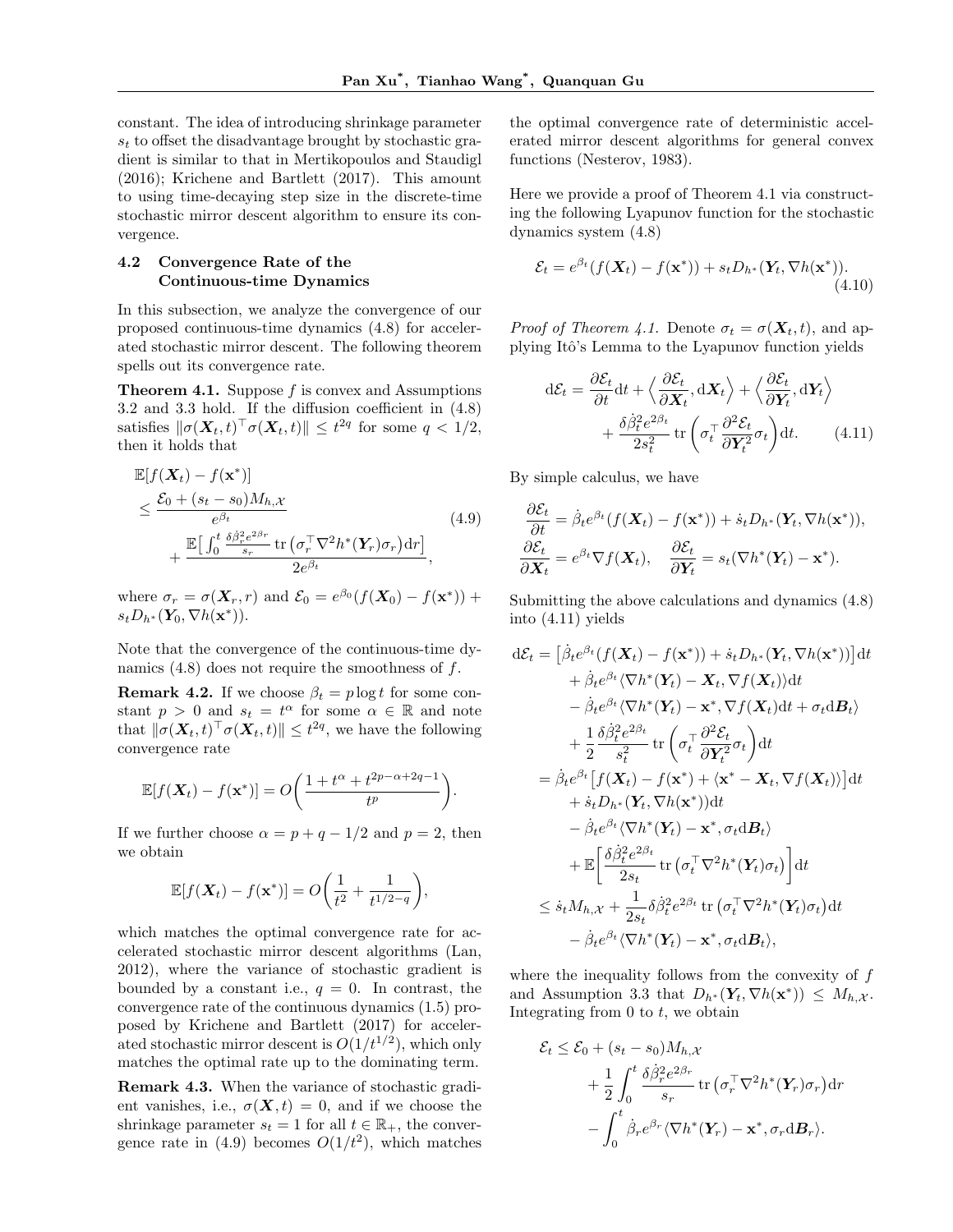constant. The idea of introducing shrinkage parameter $s_t$ to offset the disadvantage brought by stochastic gradient is similar to that in Mertikopoulos and Staudigl (2016); Krichene and Bartlett (2017). This amount to using time-decaying step size in the discrete-time stochastic mirror descent algorithm to ensure its convergence.

### 4.2 Convergence Rate of the Continuous-time Dynamics

In this subsection, we analyze the convergence of our proposed continuous-time dynamics (4.8) for accelerated stochastic mirror descent. The following theorem spells out its convergence rate.

**Theorem 4.1.** Suppose $f$ is convex and Assumptions 3.2 and 3.3 hold. If the diffusion coefficient in (4.8) satisfies $\|\sigma(\boldsymbol{X}_t, t)^\top \sigma(\boldsymbol{X}_t, t)\| \le t^{2q}$ for some $q < 1/2$, then it holds that

$$
\begin{aligned}
&\mathbb{E}[f(\boldsymbol{X}_t) - f(\mathbf{x}^*)] \\
&\le \frac{\mathcal{E}_0 + (s_t - s_0)M_{h,\mathcal{X}}}{e^{\beta_t}} \\
&\quad + \frac{\mathbb{E}\big[\int_0^t \frac{\delta\dot{\beta}_r^2 e^{2\beta_r}}{s_r} \operatorname{tr}\big(\sigma_r^\top \nabla^2 h^*(\boldsymbol{Y}_r)\sigma_r\big)\mathrm{d}r\big]}{2e^{\beta_t}},
\end{aligned} \tag{4.9}
$$

where $\sigma_r = \sigma(\boldsymbol{X}_r, r)$ and $\mathcal{E}_0 = e^{\beta_0}(f(\boldsymbol{X}_0) - f(\mathbf{x}^*)) + s_t D_{h^*}(\boldsymbol{Y}_0, \nabla h(\mathbf{x}^*))$.

Note that the convergence of the continuous-time dynamics (4.8) does not require the smoothness of $f$.

**Remark 4.2.** If we choose $\beta_t = p \log t$ for some constant $p > 0$ and $s_t = t^\alpha$ for some $\alpha \in \mathbb{R}$ and note that $\|\sigma(\boldsymbol{X}_t, t)^\top \sigma(\boldsymbol{X}_t, t)\| \le t^{2q}$, we have the following convergence rate

$$
\mathbb{E}[f(\boldsymbol{X}_t) - f(\mathbf{x}^*)] = O\bigg(\frac{1 + t^\alpha + t^{2p-\alpha+2q-1}}{t^p}\bigg).
$$

If we further choose $\alpha = p + q - 1/2$ and $p = 2$, then we obtain

$$
\mathbb{E}[f(\boldsymbol{X}_t) - f(\mathbf{x}^*)] = O\bigg(\frac{1}{t^2} + \frac{1}{t^{1/2-q}}\bigg),
$$

which matches the optimal convergence rate for accelerated stochastic mirror descent algorithms (Lan, 2012), where the variance of stochastic gradient is bounded by a constant i.e., $q = 0$. In contrast, the convergence rate of the continuous dynamics (1.5) proposed by Krichene and Bartlett (2017) for accelerated stochastic mirror descent is $O(1/t^{1/2})$, which only matches the optimal rate up to the dominating term.

**Remark 4.3.** When the variance of stochastic gradient vanishes, i.e., $\sigma(\boldsymbol{X}, t) = 0$, and if we choose the shrinkage parameter $s_t = 1$ for all $t \in \mathbb{R}_+$, the convergence rate in (4.9) becomes $O(1/t^2)$, which matches the optimal convergence rate of deterministic accelerated mirror descent algorithms for general convex functions (Nesterov, 1983).

Here we provide a proof of Theorem 4.1 via constructing the following Lyapunov function for the stochastic dynamics system (4.8)

$$
\mathcal{E}_t = e^{\beta_t}(f(\boldsymbol{X}_t) - f(\mathbf{x}^*)) + s_t D_{h^*}(\boldsymbol{Y}_t, \nabla h(\mathbf{x}^*)). \tag{4.10}
$$

*Proof of Theorem 4.1.* Denote $\sigma_t = \sigma(\boldsymbol{X}_t, t)$, and applying Itô's Lemma to the Lyapunov function yields

$$
\begin{aligned}
\mathrm{d}\mathcal{E}_t = \frac{\partial \mathcal{E}_t}{\partial t}\mathrm{d}t + \Big\langle \frac{\partial \mathcal{E}_t}{\partial \boldsymbol{X}_t}, \mathrm{d}\boldsymbol{X}_t \Big\rangle + \Big\langle \frac{\partial \mathcal{E}_t}{\partial \boldsymbol{Y}_t}, \mathrm{d}\boldsymbol{Y}_t \Big\rangle \\
+ \frac{\delta \dot{\beta}_t^2 e^{2\beta_t}}{2s_t^2} \operatorname{tr}\bigg(\sigma_t^\top \frac{\partial^2 \mathcal{E}_t}{\partial \boldsymbol{Y}_t^2}\sigma_t\bigg)\mathrm{d}t.
\end{aligned} \tag{4.11}
$$

By simple calculus, we have

$$
\begin{aligned}
\frac{\partial \mathcal{E}_t}{\partial t} &= \dot{\beta}_t e^{\beta_t}(f(\boldsymbol{X}_t) - f(\mathbf{x}^*)) + \dot{s}_t D_{h^*}(\boldsymbol{Y}_t, \nabla h(\mathbf{x}^*)), \\
\frac{\partial \mathcal{E}_t}{\partial \boldsymbol{X}_t} &= e^{\beta_t}\nabla f(\boldsymbol{X}_t), \quad \frac{\partial \mathcal{E}_t}{\partial \boldsymbol{Y}_t} = s_t(\nabla h^*(\boldsymbol{Y}_t) - \mathbf{x}^*).
\end{aligned}
$$

Submitting the above calculations and dynamics (4.8) into (4.11) yields

$$
\begin{aligned}
\mathrm{d}\mathcal{E}_t &= \big[\dot{\beta}_t e^{\beta_t}(f(\boldsymbol{X}_t) - f(\mathbf{x}^*)) + \dot{s}_t D_{h^*}(\boldsymbol{Y}_t, \nabla h(\mathbf{x}^*))\big]\mathrm{d}t \\
&\quad + \dot{\beta}_t e^{\beta_t}\langle \nabla h^*(\boldsymbol{Y}_t) - \boldsymbol{X}_t, \nabla f(\boldsymbol{X}_t)\rangle \mathrm{d}t \\
&\quad - \dot{\beta}_t e^{\beta_t}\langle \nabla h^*(\boldsymbol{Y}_t) - \mathbf{x}^*, \nabla f(\boldsymbol{X}_t)\mathrm{d}t + \sigma_t \mathrm{d}\boldsymbol{B}_t\rangle \\
&\quad + \frac{1}{2}\frac{\delta \dot{\beta}_t^2 e^{2\beta_t}}{s_t^2}\operatorname{tr}\bigg(\sigma_t^\top \frac{\partial^2 \mathcal{E}_t}{\partial \boldsymbol{Y}_t^2}\sigma_t\bigg)\mathrm{d}t \\
&= \dot{\beta}_t e^{\beta_t}\big[f(\boldsymbol{X}_t) - f(\mathbf{x}^*) + \langle \mathbf{x}^* - \boldsymbol{X}_t, \nabla f(\boldsymbol{X}_t)\rangle\big]\mathrm{d}t \\
&\quad + \dot{s}_t D_{h^*}(\boldsymbol{Y}_t, \nabla h(\mathbf{x}^*))\mathrm{d}t \\
&\quad - \dot{\beta}_t e^{\beta_t}\langle \nabla h^*(\boldsymbol{Y}_t) - \mathbf{x}^*, \sigma_t \mathrm{d}\boldsymbol{B}_t\rangle \\
&\quad + \mathbb{E}\bigg[\frac{\delta \dot{\beta}_t^2 e^{2\beta_t}}{2s_t}\operatorname{tr}\big(\sigma_t^\top \nabla^2 h^*(\boldsymbol{Y}_t)\sigma_t\big)\bigg]\mathrm{d}t \\
&\le \dot{s}_t M_{h,\mathcal{X}} + \frac{1}{2s_t}\delta \dot{\beta}_t^2 e^{2\beta_t}\operatorname{tr}\big(\sigma_t^\top \nabla^2 h^*(\boldsymbol{Y}_t)\sigma_t\big)\mathrm{d}t \\
&\quad - \dot{\beta}_t e^{\beta_t}\langle \nabla h^*(\boldsymbol{Y}_t) - \mathbf{x}^*, \sigma_t \mathrm{d}\boldsymbol{B}_t\rangle,
\end{aligned}
$$

where the inequality follows from the convexity of $f$ and Assumption 3.3 that $D_{h^*}(\boldsymbol{Y}_t, \nabla h(\mathbf{x}^*)) \le M_{h,\mathcal{X}}$. Integrating from 0 to $t$, we obtain

$$
\begin{aligned}
\mathcal{E}_t &\le \mathcal{E}_0 + (s_t - s_0)M_{h,\mathcal{X}} \\
&\quad + \frac{1}{2}\int_0^t \frac{\delta \dot{\beta}_r^2 e^{2\beta_r}}{s_r}\operatorname{tr}\big(\sigma_r^\top \nabla^2 h^*(\boldsymbol{Y}_r)\sigma_r\big)\mathrm{d}r \\
&\quad - \int_0^t \dot{\beta}_r e^{\beta_r}\langle \nabla h^*(\boldsymbol{Y}_r) - \mathbf{x}^*, \sigma_r \mathrm{d}\boldsymbol{B}_r\rangle.
\end{aligned}
$$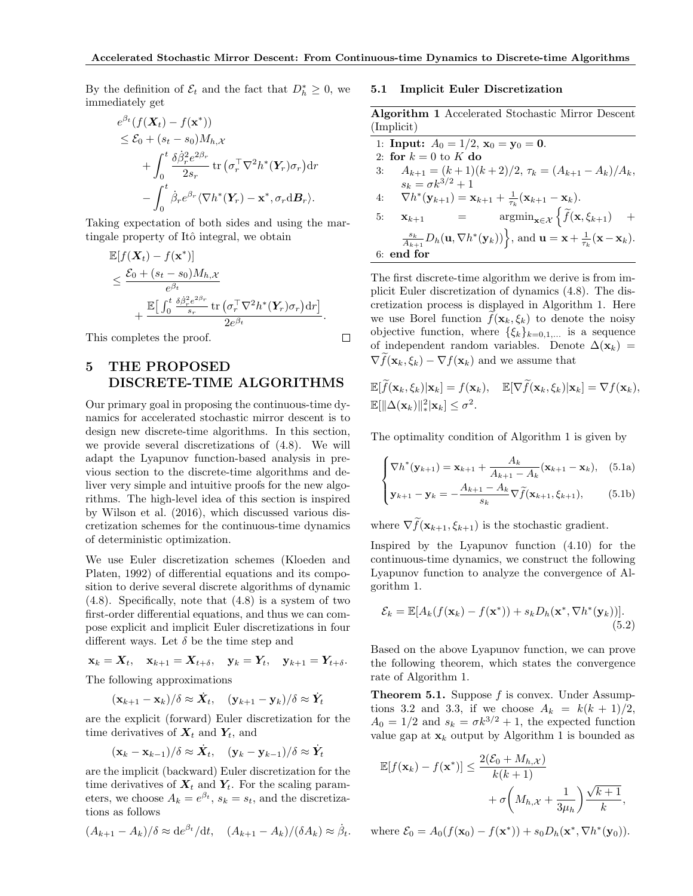By the definition of $\mathcal{E}_t$ and the fact that $D_h^* \geq 0$, we immediately get

$$
\begin{aligned}
&e^{\beta_t}(f(\boldsymbol{X}_t) - f(\mathbf{x}^*)) \\
&\leq \mathcal{E}_0 + (s_t - s_0)M_{h,\mathcal{X}} \\
&\quad + \int_0^t \frac{\delta \dot{\beta}_r^2 e^{2\beta_r}}{2s_r} \operatorname{tr}\big(\sigma_r^\top \nabla^2 h^*(\boldsymbol{Y}_r)\sigma_r\big)\mathrm{d}r \\
&\quad - \int_0^t \dot{\beta}_r e^{\beta_r} \langle \nabla h^*(\boldsymbol{Y}_r) - \mathbf{x}^*, \sigma_r \mathrm{d}\boldsymbol{B}_r \rangle.
\end{aligned}
$$

Taking expectation of both sides and using the martingale property of Itô integral, we obtain

$$
\begin{aligned}
&\mathbb{E}[f(\boldsymbol{X}_t) - f(\mathbf{x}^*)] \\
&\leq \frac{\mathcal{E}_0 + (s_t - s_0)M_{h,\mathcal{X}}}{e^{\beta_t}} \\
&\quad + \frac{\mathbb{E}\big[\int_0^t \frac{\delta \dot{\beta}_r^2 e^{2\beta_r}}{s_r} \operatorname{tr}\big(\sigma_r^\top \nabla^2 h^*(\boldsymbol{Y}_r)\sigma_r\big)\mathrm{d}r\big]}{2e^{\beta_t}}.
\end{aligned}
$$

This completes the proof. $\square$

# 5 THE PROPOSED DISCRETE-TIME ALGORITHMS

Our primary goal in proposing the continuous-time dynamics for accelerated stochastic mirror descent is to design new discrete-time algorithms. In this section, we provide several discretizations of (4.8). We will adapt the Lyapunov function-based analysis in previous section to the discrete-time algorithms and deliver very simple and intuitive proofs for the new algorithms. The high-level idea of this section is inspired by Wilson et al. (2016), which discussed various discretization schemes for the continuous-time dynamics of deterministic optimization.

We use Euler discretization schemes (Kloeden and Platen, 1992) of differential equations and its composition to derive several discrete algorithms of dynamic (4.8). Specifically, note that (4.8) is a system of two first-order differential equations, and thus we can compose explicit and implicit Euler discretizations in four different ways. Let $\delta$ be the time step and

$$
\mathbf{x}_k = \boldsymbol{X}_t, \quad \mathbf{x}_{k+1} = \boldsymbol{X}_{t+\delta}, \quad \mathbf{y}_k = \boldsymbol{Y}_t, \quad \mathbf{y}_{k+1} = \boldsymbol{Y}_{t+\delta}.
$$

The following approximations

$$
(\mathbf{x}_{k+1} - \mathbf{x}_k)/\delta \approx \dot{\boldsymbol{X}}_t, \quad (\mathbf{y}_{k+1} - \mathbf{y}_k)/\delta \approx \dot{\boldsymbol{Y}}_t
$$

are the explicit (forward) Euler discretization for the time derivatives of $\boldsymbol{X}_t$ and $\boldsymbol{Y}_t$, and

$$
(\mathbf{x}_k - \mathbf{x}_{k-1})/\delta \approx \dot{\boldsymbol{X}}_t, \quad (\mathbf{y}_k - \mathbf{y}_{k-1})/\delta \approx \dot{\boldsymbol{Y}}_t
$$

are the implicit (backward) Euler discretization for the time derivatives of $\boldsymbol{X}_t$ and $\boldsymbol{Y}_t$. For the scaling parameters, we choose $A_k = e^{\beta_t}$, $s_k = s_t$, and the discretizations as follows

$$
(A_{k+1} - A_k)/\delta \approx \mathrm{d}e^{\beta_t}/\mathrm{d}t, \quad (A_{k+1} - A_k)/(\delta A_k) \approx \dot{\beta}_t.
$$

## 5.1 Implicit Euler Discretization

**Algorithm 1** Accelerated Stochastic Mirror Descent (Implicit)

1: **Input:** $A_0 = 1/2$, $\mathbf{x}_0 = \mathbf{y}_0 = \mathbf{0}$.
2: **for** $k = 0$ to $K$ **do**
3: $\quad A_{k+1} = (k+1)(k+2)/2$, $\tau_k = (A_{k+1} - A_k)/A_k$, $s_k = \sigma k^{3/2} + 1$
4: $\quad \nabla h^*(\mathbf{y}_{k+1}) = \mathbf{x}_{k+1} + \frac{1}{\tau_k}(\mathbf{x}_{k+1} - \mathbf{x}_k)$.
5: $\quad \mathbf{x}_{k+1} = \operatorname{argmin}_{\mathbf{x} \in \mathcal{X}} \Big\{ \widetilde{f}(\mathbf{x}, \xi_{k+1}) + \frac{s_k}{A_{k+1}} D_h(\mathbf{u}, \nabla h^*(\mathbf{y}_k)) \Big\}$, and $\mathbf{u} = \mathbf{x} + \frac{1}{\tau_k}(\mathbf{x} - \mathbf{x}_k)$.
6: **end for**

The first discrete-time algorithm we derive is from implicit Euler discretization of dynamics (4.8). The discretization process is displayed in Algorithm 1. Here we use Borel function $\widetilde{f}(\mathbf{x}_k, \xi_k)$ to denote the noisy objective function, where $\{\xi_k\}_{k=0,1,\ldots}$ is a sequence of independent random variables. Denote $\Delta(\mathbf{x}_k) = \nabla \widetilde{f}(\mathbf{x}_k, \xi_k) - \nabla f(\mathbf{x}_k)$ and we assume that

$$
\mathbb{E}[\widetilde{f}(\mathbf{x}_k, \xi_k)|\mathbf{x}_k] = f(\mathbf{x}_k), \quad \mathbb{E}[\nabla \widetilde{f}(\mathbf{x}_k, \xi_k)|\mathbf{x}_k] = \nabla f(\mathbf{x}_k),
$$
$$
\mathbb{E}[\|\Delta(\mathbf{x}_k)\|_*^2|\mathbf{x}_k] \leq \sigma^2.
$$

The optimality condition of Algorithm 1 is given by

$$
\begin{cases}
\nabla h^*(\mathbf{y}_{k+1}) = \mathbf{x}_{k+1} + \dfrac{A_k}{A_{k+1} - A_k}(\mathbf{x}_{k+1} - \mathbf{x}_k), & \text{(5.1a)} \\[2ex]
\mathbf{y}_{k+1} - \mathbf{y}_k = -\dfrac{A_{k+1} - A_k}{s_k} \nabla \widetilde{f}(\mathbf{x}_{k+1}, \xi_{k+1}), & \text{(5.1b)}
\end{cases}
$$

where $\nabla \widetilde{f}(\mathbf{x}_{k+1}, \xi_{k+1})$ is the stochastic gradient.

Inspired by the Lyapunov function (4.10) for the continuous-time dynamics, we construct the following Lyapunov function to analyze the convergence of Algorithm 1.

$$
\mathcal{E}_k = \mathbb{E}[A_k(f(\mathbf{x}_k) - f(\mathbf{x}^*)) + s_k D_h(\mathbf{x}^*, \nabla h^*(\mathbf{y}_k))]. \tag{5.2}
$$

Based on the above Lyapunov function, we can prove the following theorem, which states the convergence rate of Algorithm 1.

**Theorem 5.1.** Suppose $f$ is convex. Under Assumptions 3.2 and 3.3, if we choose $A_k = k(k+1)/2$, $A_0 = 1/2$ and $s_k = \sigma k^{3/2} + 1$, the expected function value gap at $\mathbf{x}_k$ output by Algorithm 1 is bounded as

$$
\begin{aligned}
\mathbb{E}[f(\mathbf{x}_k) - f(\mathbf{x}^*)] &\leq \frac{2(\mathcal{E}_0 + M_{h,\mathcal{X}})}{k(k+1)} \\
&\quad + \sigma\bigg(M_{h,\mathcal{X}} + \frac{1}{3\mu_h}\bigg)\frac{\sqrt{k+1}}{k},
\end{aligned}
$$

where $\mathcal{E}_0 = A_0(f(\mathbf{x}_0) - f(\mathbf{x}^*)) + s_0 D_h(\mathbf{x}^*, \nabla h^*(\mathbf{y}_0))$.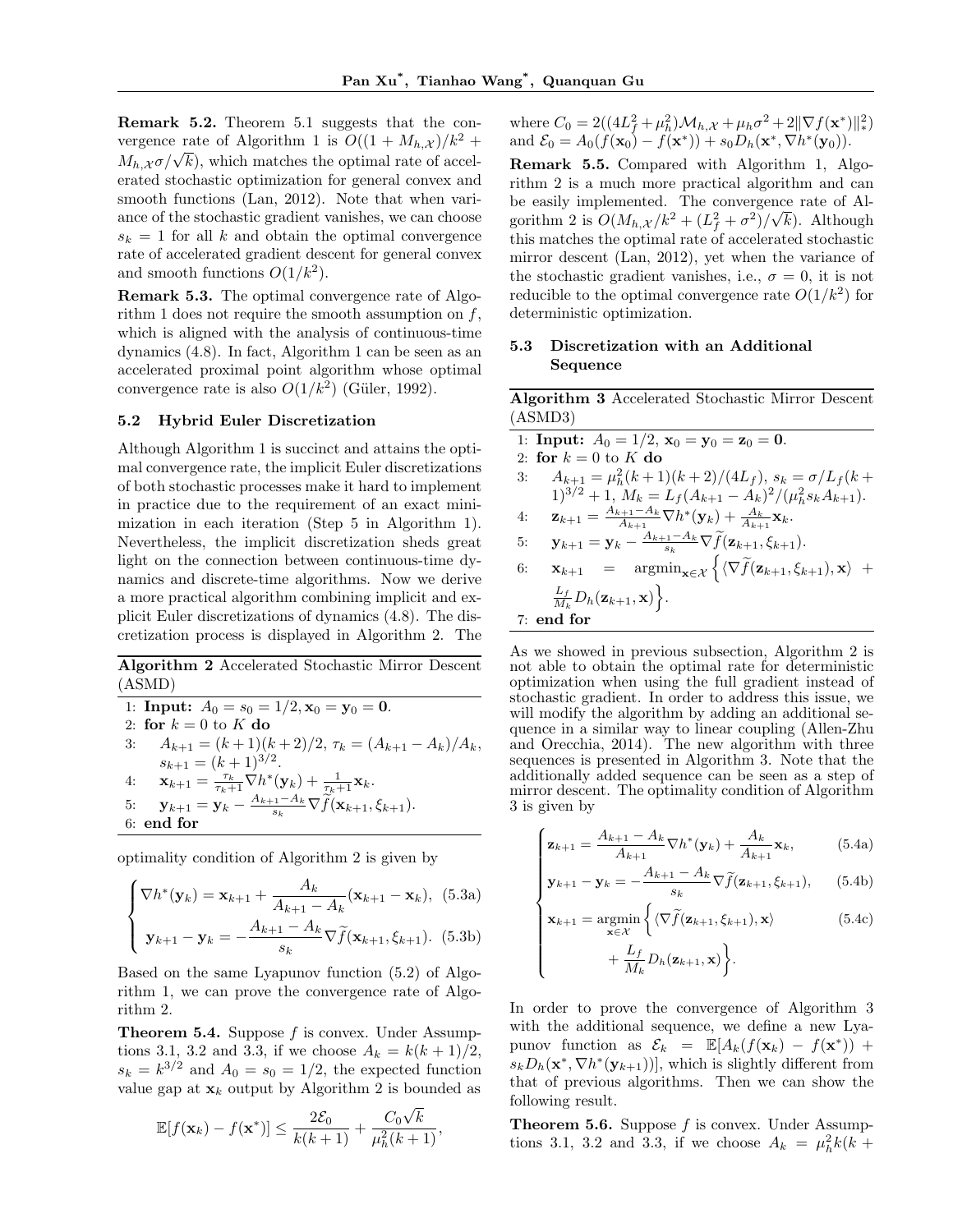**Remark 5.2.** Theorem 5.1 suggests that the convergence rate of Algorithm 1 is $O((1 + M_{h,\mathcal{X}})/k^2 + M_{h,\mathcal{X}}\sigma/\sqrt{k})$, which matches the optimal rate of accelerated stochastic optimization for general convex and smooth functions (Lan, 2012). Note that when variance of the stochastic gradient vanishes, we can choose $s_k = 1$ for all $k$ and obtain the optimal convergence rate of accelerated gradient descent for general convex and smooth functions $O(1/k^2)$.

**Remark 5.3.** The optimal convergence rate of Algorithm 1 does not require the smooth assumption on $f$, which is aligned with the analysis of continuous-time dynamics (4.8). In fact, Algorithm 1 can be seen as an accelerated proximal point algorithm whose optimal convergence rate is also $O(1/k^2)$ (Güler, 1992).

### 5.2 Hybrid Euler Discretization

Although Algorithm 1 is succinct and attains the optimal convergence rate, the implicit Euler discretizations of both stochastic processes make it hard to implement in practice due to the requirement of an exact minimization in each iteration (Step 5 in Algorithm 1). Nevertheless, the implicit discretization sheds great light on the connection between continuous-time dynamics and discrete-time algorithms. Now we derive a more practical algorithm combining implicit and explicit Euler discretizations of dynamics (4.8). The discretization process is displayed in Algorithm 2. The

**Algorithm 2** Accelerated Stochastic Mirror Descent (ASMD)

1: **Input:** $A_0 = s_0 = 1/2, \mathbf{x}_0 = \mathbf{y}_0 = \mathbf{0}$.
2: **for** $k = 0$ to $K$ **do**
3: $\quad A_{k+1} = (k+1)(k+2)/2$, $\tau_k = (A_{k+1} - A_k)/A_k$, $s_{k+1} = (k+1)^{3/2}$.
4: $\quad \mathbf{x}_{k+1} = \frac{\tau_k}{\tau_k+1}\nabla h^*(\mathbf{y}_k) + \frac{1}{\tau_k+1}\mathbf{x}_k$.
5: $\quad \mathbf{y}_{k+1} = \mathbf{y}_k - \frac{A_{k+1}-A_k}{s_k}\nabla \widetilde{f}(\mathbf{x}_{k+1}, \xi_{k+1})$.
6: **end for**

optimality condition of Algorithm 2 is given by

$$
\begin{cases}
\nabla h^*(\mathbf{y}_k) = \mathbf{x}_{k+1} + \dfrac{A_k}{A_{k+1} - A_k}(\mathbf{x}_{k+1} - \mathbf{x}_k), & (5.3a)\\[2ex]
\mathbf{y}_{k+1} - \mathbf{y}_k = -\dfrac{A_{k+1} - A_k}{s_k}\nabla \widetilde{f}(\mathbf{x}_{k+1}, \xi_{k+1}). & (5.3b)
\end{cases}
$$

Based on the same Lyapunov function (5.2) of Algorithm 1, we can prove the convergence rate of Algorithm 2.

**Theorem 5.4.** Suppose $f$ is convex. Under Assumptions 3.1, 3.2 and 3.3, if we choose $A_k = k(k+1)/2$, $s_k = k^{3/2}$ and $A_0 = s_0 = 1/2$, the expected function value gap at $\mathbf{x}_k$ output by Algorithm 2 is bounded as

$$
\mathbb{E}[f(\mathbf{x}_k) - f(\mathbf{x}^*)] \leq \frac{2\mathcal{E}_0}{k(k+1)} + \frac{C_0\sqrt{k}}{\mu_h^2(k+1)},
$$

where $C_0 = 2((4L_f^2 + \mu_h^2)\mathcal{M}_{h,\mathcal{X}} + \mu_h\sigma^2 + 2\|\nabla f(\mathbf{x}^*)\|_*^2)$ and $\mathcal{E}_0 = A_0(f(\mathbf{x}_0) - f(\mathbf{x}^*)) + s_0 D_h(\mathbf{x}^*, \nabla h^*(\mathbf{y}_0))$.

**Remark 5.5.** Compared with Algorithm 1, Algorithm 2 is a much more practical algorithm and can be easily implemented. The convergence rate of Algorithm 2 is $O(M_{h,\mathcal{X}}/k^2 + (L_f^2 + \sigma^2)/\sqrt{k})$. Although this matches the optimal rate of accelerated stochastic mirror descent (Lan, 2012), yet when the variance of the stochastic gradient vanishes, i.e., $\sigma = 0$, it is not reducible to the optimal convergence rate $O(1/k^2)$ for deterministic optimization.

### 5.3 Discretization with an Additional Sequence

**Algorithm 3** Accelerated Stochastic Mirror Descent (ASMD3)

1: **Input:** $A_0 = 1/2$, $\mathbf{x}_0 = \mathbf{y}_0 = \mathbf{z}_0 = \mathbf{0}$.
2: **for** $k = 0$ to $K$ **do**
3: $\quad A_{k+1} = \mu_h^2(k+1)(k+2)/(4L_f)$, $s_k = \sigma/L_f(k+1)^{3/2} + 1$, $M_k = L_f(A_{k+1} - A_k)^2/(\mu_h^2 s_k A_{k+1})$.
4: $\quad \mathbf{z}_{k+1} = \frac{A_{k+1}-A_k}{A_{k+1}}\nabla h^*(\mathbf{y}_k) + \frac{A_k}{A_{k+1}}\mathbf{x}_k$.
5: $\quad \mathbf{y}_{k+1} = \mathbf{y}_k - \frac{A_{k+1}-A_k}{s_k}\nabla \widetilde{f}(\mathbf{z}_{k+1}, \xi_{k+1})$.
6: $\quad \mathbf{x}_{k+1} = \operatorname{argmin}_{\mathbf{x}\in\mathcal{X}}\Big\{\langle \nabla \widetilde{f}(\mathbf{z}_{k+1}, \xi_{k+1}), \mathbf{x}\rangle + \frac{L_f}{M_k}D_h(\mathbf{z}_{k+1}, \mathbf{x})\Big\}$.
7: **end for**

As we showed in previous subsection, Algorithm 2 is not able to obtain the optimal rate for deterministic optimization when using the full gradient instead of stochastic gradient. In order to address this issue, we will modify the algorithm by adding an additional sequence in a similar way to linear coupling (Allen-Zhu and Orecchia, 2014). The new algorithm with three sequences is presented in Algorithm 3. Note that the additionally added sequence can be seen as a step of mirror descent. The optimality condition of Algorithm 3 is given by

$$
\begin{cases}
\mathbf{z}_{k+1} = \dfrac{A_{k+1} - A_k}{A_{k+1}}\nabla h^*(\mathbf{y}_k) + \dfrac{A_k}{A_{k+1}}\mathbf{x}_k, & (5.4a)\\[2ex]
\mathbf{y}_{k+1} - \mathbf{y}_k = -\dfrac{A_{k+1} - A_k}{s_k}\nabla \widetilde{f}(\mathbf{z}_{k+1}, \xi_{k+1}), & (5.4b)\\[2ex]
\mathbf{x}_{k+1} = \underset{\mathbf{x}\in\mathcal{X}}{\operatorname{argmin}}\Big\{\langle \nabla \widetilde{f}(\mathbf{z}_{k+1}, \xi_{k+1}), \mathbf{x}\rangle & (5.4c)\\[1ex]
\qquad\qquad + \dfrac{L_f}{M_k}D_h(\mathbf{z}_{k+1}, \mathbf{x})\Big\}.
\end{cases}
$$

In order to prove the convergence of Algorithm 3 with the additional sequence, we define a new Lyapunov function as $\mathcal{E}_k = \mathbb{E}[A_k(f(\mathbf{x}_k) - f(\mathbf{x}^*)) + s_k D_h(\mathbf{x}^*, \nabla h^*(\mathbf{y}_{k+1}))]$, which is slightly different from that of previous algorithms. Then we can show the following result.

**Theorem 5.6.** Suppose $f$ is convex. Under Assumptions 3.1, 3.2 and 3.3, if we choose $A_k = \mu_h^2 k(k+$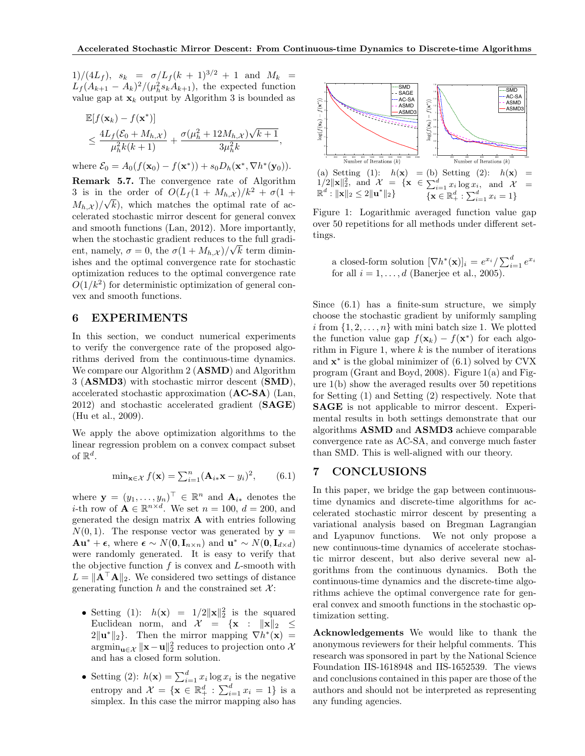$1)/(4L_f)$, $s_k = \sigma/L_f(k+1)^{3/2}+1$ and $M_k = L_f(A_{k+1}-A_k)^2/(\mu_h^2 s_k A_{k+1})$, the expected function value gap at $\mathbf{x}_k$ output by Algorithm 3 is bounded as

$$\mathbb{E}[f(\mathbf{x}_k) - f(\mathbf{x}^*)] \leq \frac{4L_f(\mathcal{E}_0 + M_{h,\mathcal{X}})}{\mu_h^2 k(k+1)} + \frac{\sigma(\mu_h^2 + 12M_{h,\mathcal{X}})\sqrt{k+1}}{3\mu_h^2 k},$$

where $\mathcal{E}_0 = A_0(f(\mathbf{x}_0) - f(\mathbf{x}^*)) + s_0 D_h(\mathbf{x}^*, \nabla h^*(\mathbf{y}_0))$.

**Remark 5.7.** The convergence rate of Algorithm 3 is in the order of $O(L_f(1+M_{h,\mathcal{X}})/k^2 + \sigma(1+M_{h,\mathcal{X}})/\sqrt{k})$, which matches the optimal rate of accelerated stochastic mirror descent for general convex and smooth functions (Lan, 2012). More importantly, when the stochastic gradient reduces to the full gradient, namely, $\sigma = 0$, the $\sigma(1+M_{h,\mathcal{X}})/\sqrt{k}$ term diminishes and the optimal convergence rate for stochastic optimization reduces to the optimal convergence rate $O(1/k^2)$ for deterministic optimization of general convex and smooth functions.

## 6 EXPERIMENTS

In this section, we conduct numerical experiments to verify the convergence rate of the proposed algorithms derived from the continuous-time dynamics. We compare our Algorithm 2 (**ASMD**) and Algorithm 3 (**ASMD3**) with stochastic mirror descent (**SMD**), accelerated stochastic approximation (**AC-SA**) (Lan, 2012) and stochastic accelerated gradient (**SAGE**) (Hu et al., 2009).

We apply the above optimization algorithms to the linear regression problem on a convex compact subset of $\mathbb{R}^d$.

$$\min_{\mathbf{x}\in\mathcal{X}} f(\mathbf{x}) = \textstyle\sum_{i=1}^n (\mathbf{A}_{i*}\mathbf{x} - y_i)^2, \qquad (6.1)$$

where $\mathbf{y} = (y_1, \ldots, y_n)^\top \in \mathbb{R}^n$ and $\mathbf{A}_{i*}$ denotes the $i$-th row of $\mathbf{A} \in \mathbb{R}^{n\times d}$. We set $n = 100$, $d = 200$, and generated the design matrix $\mathbf{A}$ with entries following $N(0,1)$. The response vector was generated by $\mathbf{y} = \mathbf{A}\mathbf{u}^* + \boldsymbol{\epsilon}$, where $\boldsymbol{\epsilon} \sim N(\mathbf{0}, \mathbf{I}_{n\times n})$ and $\mathbf{u}^* \sim N(\mathbf{0}, \mathbf{I}_{d\times d})$ were randomly generated. It is easy to verify that the objective function $f$ is convex and $L$-smooth with $L = \|\mathbf{A}^\top\mathbf{A}\|_2$. We considered two settings of distance generating function $h$ and the constrained set $\mathcal{X}$:

- Setting (1): $h(\mathbf{x}) = 1/2\|\mathbf{x}\|_2^2$ is the squared Euclidean norm, and $\mathcal{X} = \{\mathbf{x} : \|\mathbf{x}\|_2 \leq 2\|\mathbf{u}^*\|_2\}$. Then the mirror mapping $\nabla h^*(\mathbf{x}) = \operatorname{argmin}_{\mathbf{u}\in\mathcal{X}} \|\mathbf{x} - \mathbf{u}\|_2^2$ reduces to projection onto $\mathcal{X}$ and has a closed form solution.
- Setting (2): $h(\mathbf{x}) = \sum_{i=1}^d x_i \log x_i$ is the negative entropy and $\mathcal{X} = \{\mathbf{x} \in \mathbb{R}_+^d : \sum_{i=1}^d x_i = 1\}$ is a simplex. In this case the mirror mapping also has a closed-form solution $[\nabla h^*(\mathbf{x})]_i = e^{x_i}/\sum_{i=1}^d e^{x_i}$ for all $i = 1, \ldots, d$ (Banerjee et al., 2005).

(a) Setting (1): $h(\mathbf{x}) = 1/2\|\mathbf{x}\|_2^2$, and $\mathcal{X} = \{\mathbf{x} \in \mathbb{R}^d : \|\mathbf{x}\|_2 \leq 2\|\mathbf{u}^*\|_2\}$

(b) Setting (2): $h(\mathbf{x}) = \sum_{i=1}^d x_i \log x_i$, and $\mathcal{X} = \{\mathbf{x} \in \mathbb{R}_+^d : \sum_{i=1}^d x_i = 1\}$

Figure 1: Logarithmic averaged function value gap over 50 repetitions for all methods under different settings.

Since (6.1) has a finite-sum structure, we simply choose the stochastic gradient by uniformly sampling $i$ from $\{1, 2, \ldots, n\}$ with mini batch size 1. We plotted the function value gap $f(\mathbf{x}_k) - f(\mathbf{x}^*)$ for each algorithm in Figure 1, where $k$ is the number of iterations and $\mathbf{x}^*$ is the global minimizer of (6.1) solved by CVX program (Grant and Boyd, 2008). Figure 1(a) and Figure 1(b) show the averaged results over 50 repetitions for Setting (1) and Setting (2) respectively. Note that **SAGE** is not applicable to mirror descent. Experimental results in both settings demonstrate that our algorithms **ASMD** and **ASMD3** achieve comparable convergence rate as AC-SA, and converge much faster than SMD. This is well-aligned with our theory.

## 7 CONCLUSIONS

In this paper, we bridge the gap between continuous-time dynamics and discrete-time algorithms for accelerated stochastic mirror descent by presenting a variational analysis based on Bregman Lagrangian and Lyapunov functions. We not only propose a new continuous-time dynamics of accelerate stochastic mirror descent, but also derive several new algorithms from the continuous dynamics. Both the continuous-time dynamics and the discrete-time algorithms achieve the optimal convergence rate for general convex and smooth functions in the stochastic optimization setting.

**Acknowledgements** We would like to thank the anonymous reviewers for their helpful comments. This research was sponsored in part by the National Science Foundation IIS-1618948 and IIS-1652539. The views and conclusions contained in this paper are those of the authors and should not be interpreted as representing any funding agencies.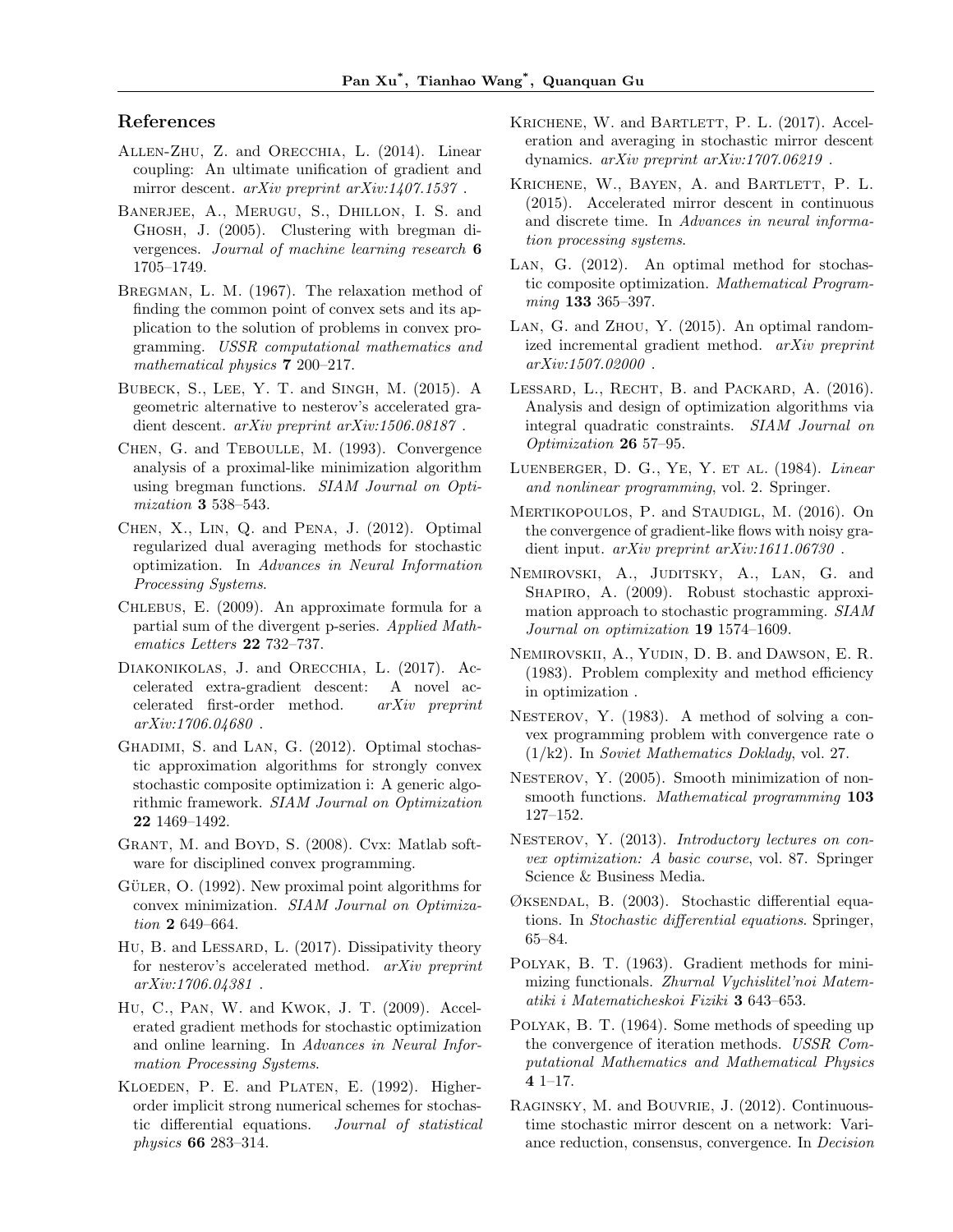## References

Allen-Zhu, Z. and Orecchia, L. (2014). Linear coupling: An ultimate unification of gradient and mirror descent. *arXiv preprint arXiv:1407.1537* .

Banerjee, A., Merugu, S., Dhillon, I. S. and Ghosh, J. (2005). Clustering with bregman divergences. *Journal of machine learning research* **6** 1705–1749.

Bregman, L. M. (1967). The relaxation method of finding the common point of convex sets and its application to the solution of problems in convex programming. *USSR computational mathematics and mathematical physics* **7** 200–217.

Bubeck, S., Lee, Y. T. and Singh, M. (2015). A geometric alternative to nesterov's accelerated gradient descent. *arXiv preprint arXiv:1506.08187* .

Chen, G. and Teboulle, M. (1993). Convergence analysis of a proximal-like minimization algorithm using bregman functions. *SIAM Journal on Optimization* **3** 538–543.

Chen, X., Lin, Q. and Pena, J. (2012). Optimal regularized dual averaging methods for stochastic optimization. In *Advances in Neural Information Processing Systems*.

Chlebus, E. (2009). An approximate formula for a partial sum of the divergent p-series. *Applied Mathematics Letters* **22** 732–737.

Diakonikolas, J. and Orecchia, L. (2017). Accelerated extra-gradient descent: A novel accelerated first-order method. *arXiv preprint arXiv:1706.04680* .

Ghadimi, S. and Lan, G. (2012). Optimal stochastic approximation algorithms for strongly convex stochastic composite optimization i: A generic algorithmic framework. *SIAM Journal on Optimization* **22** 1469–1492.

Grant, M. and Boyd, S. (2008). Cvx: Matlab software for disciplined convex programming.

Güler, O. (1992). New proximal point algorithms for convex minimization. *SIAM Journal on Optimization* **2** 649–664.

Hu, B. and Lessard, L. (2017). Dissipativity theory for nesterov's accelerated method. *arXiv preprint arXiv:1706.04381* .

Hu, C., Pan, W. and Kwok, J. T. (2009). Accelerated gradient methods for stochastic optimization and online learning. In *Advances in Neural Information Processing Systems*.

Kloeden, P. E. and Platen, E. (1992). Higher-order implicit strong numerical schemes for stochastic differential equations. *Journal of statistical physics* **66** 283–314.

Krichene, W. and Bartlett, P. L. (2017). Acceleration and averaging in stochastic mirror descent dynamics. *arXiv preprint arXiv:1707.06219* .

Krichene, W., Bayen, A. and Bartlett, P. L. (2015). Accelerated mirror descent in continuous and discrete time. In *Advances in neural information processing systems*.

Lan, G. (2012). An optimal method for stochastic composite optimization. *Mathematical Programming* **133** 365–397.

Lan, G. and Zhou, Y. (2015). An optimal randomized incremental gradient method. *arXiv preprint arXiv:1507.02000* .

Lessard, L., Recht, B. and Packard, A. (2016). Analysis and design of optimization algorithms via integral quadratic constraints. *SIAM Journal on Optimization* **26** 57–95.

Luenberger, D. G., Ye, Y. et al. (1984). *Linear and nonlinear programming*, vol. 2. Springer.

Mertikopoulos, P. and Staudigl, M. (2016). On the convergence of gradient-like flows with noisy gradient input. *arXiv preprint arXiv:1611.06730* .

Nemirovski, A., Juditsky, A., Lan, G. and Shapiro, A. (2009). Robust stochastic approximation approach to stochastic programming. *SIAM Journal on optimization* **19** 1574–1609.

Nemirovskii, A., Yudin, D. B. and Dawson, E. R. (1983). Problem complexity and method efficiency in optimization .

Nesterov, Y. (1983). A method of solving a convex programming problem with convergence rate o (1/k2). In *Soviet Mathematics Doklady*, vol. 27.

Nesterov, Y. (2005). Smooth minimization of non-smooth functions. *Mathematical programming* **103** 127–152.

Nesterov, Y. (2013). *Introductory lectures on convex optimization: A basic course*, vol. 87. Springer Science & Business Media.

Øksendal, B. (2003). Stochastic differential equations. In *Stochastic differential equations*. Springer, 65–84.

Polyak, B. T. (1963). Gradient methods for minimizing functionals. *Zhurnal Vychislitel'noi Matematiki i Matematicheskoi Fiziki* **3** 643–653.

Polyak, B. T. (1964). Some methods of speeding up the convergence of iteration methods. *USSR Computational Mathematics and Mathematical Physics* **4** 1–17.

Raginsky, M. and Bouvrie, J. (2012). Continuous-time stochastic mirror descent on a network: Variance reduction, consensus, convergence. In *Decision*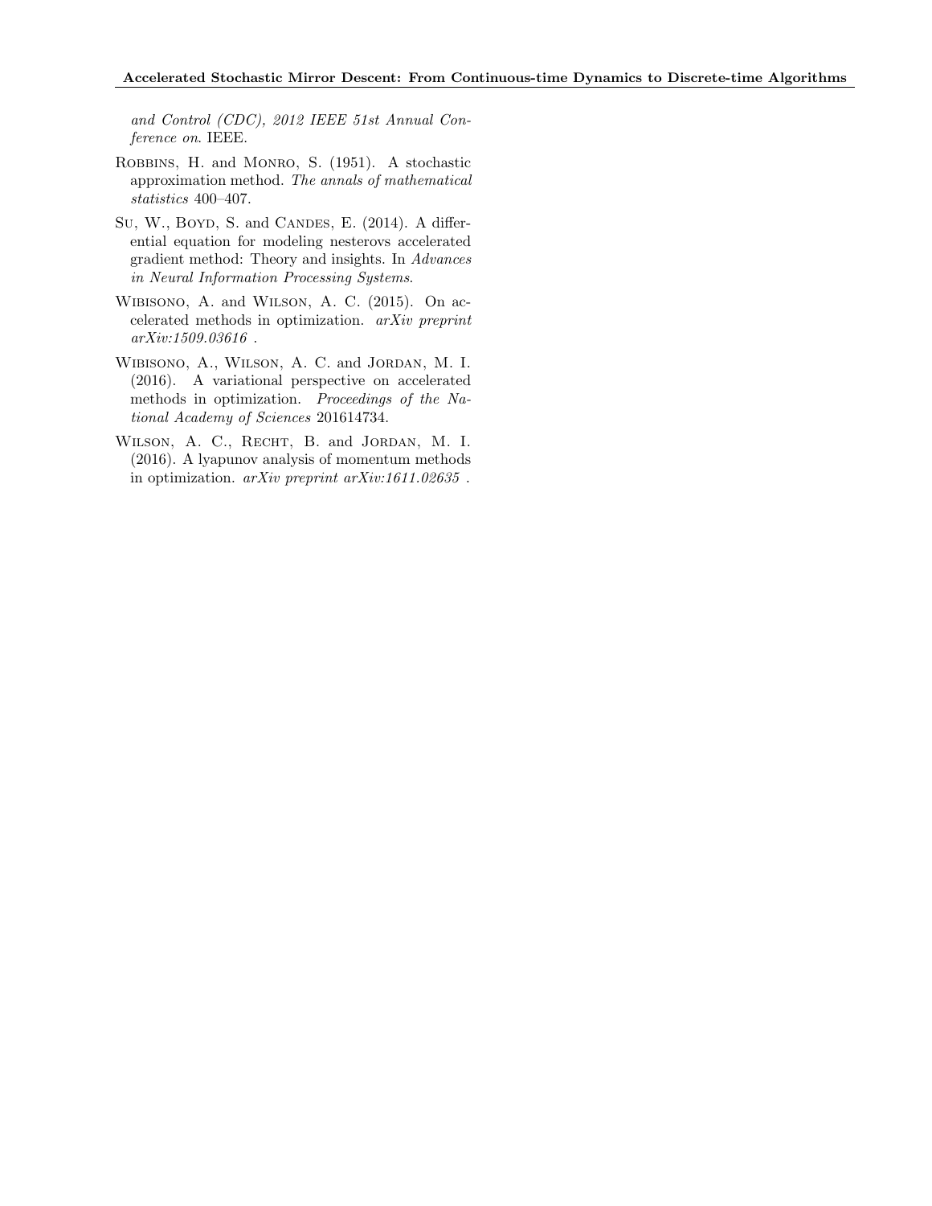*and Control (CDC), 2012 IEEE 51st Annual Conference on*. IEEE.

Robbins, H. and Monro, S. (1951). A stochastic approximation method. *The annals of mathematical statistics* 400–407.

Su, W., Boyd, S. and Candes, E. (2014). A differential equation for modeling nesterovs accelerated gradient method: Theory and insights. In *Advances in Neural Information Processing Systems*.

Wibisono, A. and Wilson, A. C. (2015). On accelerated methods in optimization. *arXiv preprint arXiv:1509.03616* .

Wibisono, A., Wilson, A. C. and Jordan, M. I. (2016). A variational perspective on accelerated methods in optimization. *Proceedings of the National Academy of Sciences* 201614734.

Wilson, A. C., Recht, B. and Jordan, M. I. (2016). A lyapunov analysis of momentum methods in optimization. *arXiv preprint arXiv:1611.02635* .